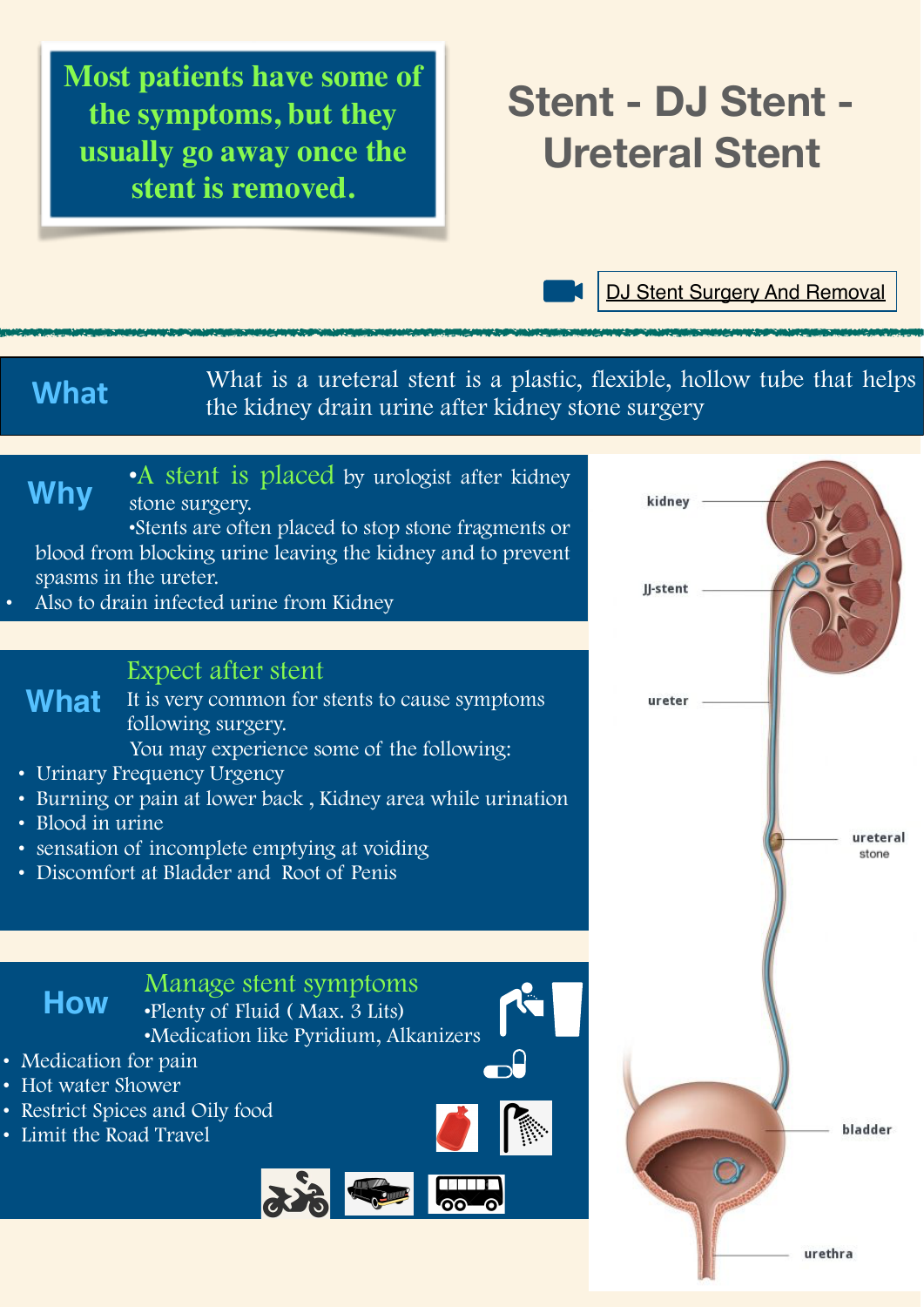**Most patients have some of the symptoms, but they usually go away once the stent is removed.**

# Stent - DJ Stent - Ureteral Stent

[DJ Stent Surgery And Removal]

## What

What is a ureteral stent is a plastic, flexible, hollow tube that helps the kidney drain urine after kidney stone surgery

## Why

- A stent is placed by urologist after kidney stone surgery.
- Stents are often placed to stop stone fragments or blood from blocking urine leaving the kidney and to prevent spasms in the ureter.
- Also to drain infected urine from Kidney

## What

### Expect after stent

It is very common for stents to cause symptoms following surgery.

You may experience some of the following:

- Urinary Frequency Urgency
- Burning or pain at lower back , Kidney area while urination
- Blood in urine
- sensation of incomplete emptying at voiding
- Discomfort at Bladder and Root of Penis

## How

### Manage stent symptoms

- Plenty of Fluid ( Max. 3 Lits)
- Medication like Pyridium, Alkanizers
- Medication for pain
- Hot water Shower
- Restrict Spices and Oily food
- Limit the Road Travel

kidney

JJ-stent

ureter

ureteral stone

bladder

urethra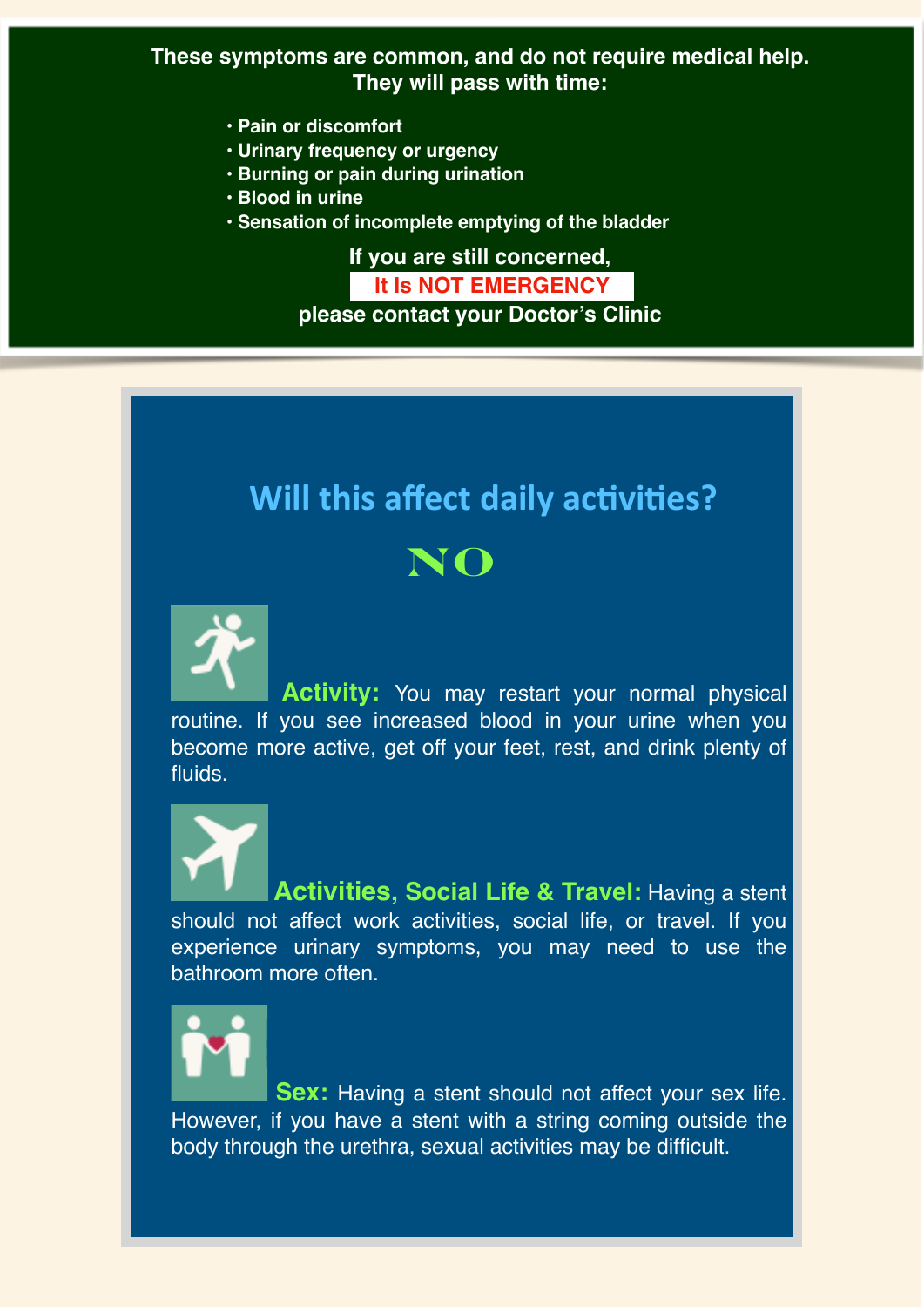**These symptoms are common, and do not require medical help. They will pass with time:**

- Pain or discomfort
- Urinary frequency or urgency
- Burning or pain during urination
- Blood in urine
- Sensation of incomplete emptying of the bladder

**If you are still concerned,**

**It Is NOT EMERGENCY**

**please contact your Doctor's Clinic**

## Will this affect daily activities?

**NO**

**Activity:** You may restart your normal physical routine. If you see increased blood in your urine when you become more active, get off your feet, rest, and drink plenty of fluids.

**Activities, Social Life & Travel:** Having a stent should not affect work activities, social life, or travel. If you experience urinary symptoms, you may need to use the bathroom more often.

**Sex:** Having a stent should not affect your sex life. However, if you have a stent with a string coming outside the body through the urethra, sexual activities may be difficult.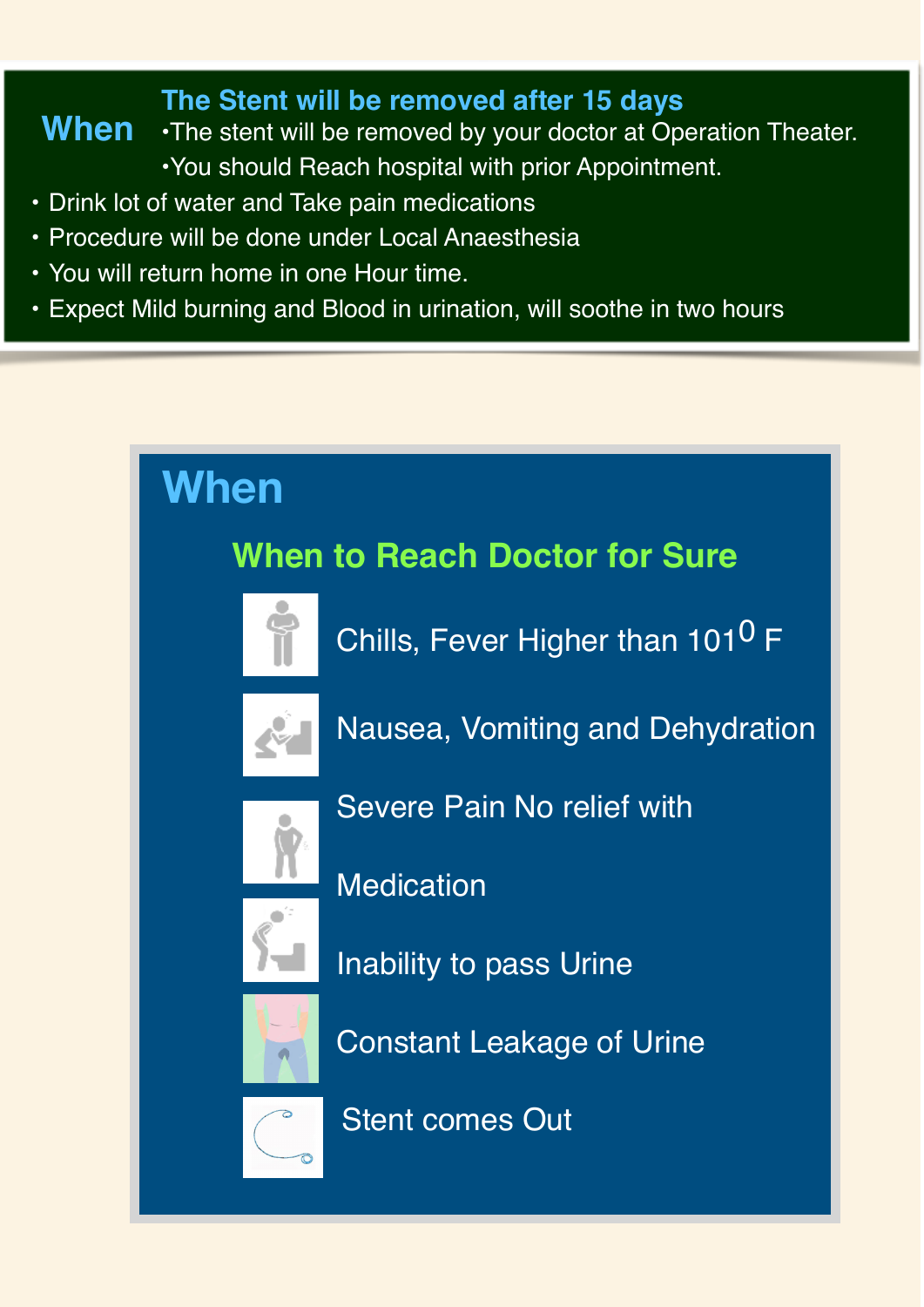## When

### The Stent will be removed after 15 days

- The stent will be removed by your doctor at Operation Theater.
- You should Reach hospital with prior Appointment.

- Drink lot of water and Take pain medications
- Procedure will be done under Local Anaesthesia
- You will return home in one Hour time.
- Expect Mild burning and Blood in urination, will soothe in two hours

## When

### When to Reach Doctor for Sure

- Chills, Fever Higher than $101^{0}$ F
- Nausea, Vomiting and Dehydration
- Severe Pain No relief with Medication
- Inability to pass Urine
- Constant Leakage of Urine
- Stent comes Out